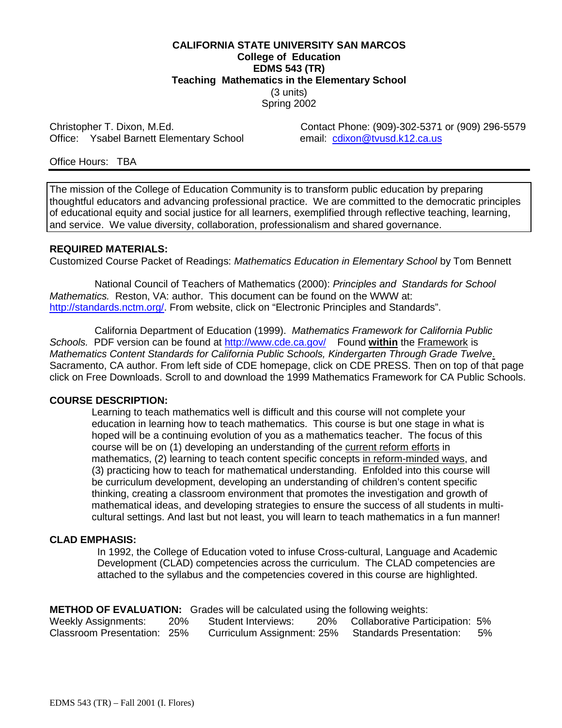**CALIFORNIA STATE UNIVERSITY SAN MARCOS**
**College of Education**
**EDMS 543 (TR)**
**Teaching Mathematics in the Elementary School**
(3 units)
Spring 2002

Christopher T. Dixon, M.Ed.
Office: Ysabel Barnett Elementary School

Contact Phone: (909)-302-5371 or (909) 296-5579
email: cdixon@tvusd.k12.ca.us

Office Hours: TBA

---

The mission of the College of Education Community is to transform public education by preparing thoughtful educators and advancing professional practice. We are committed to the democratic principles of educational equity and social justice for all learners, exemplified through reflective teaching, learning, and service. We value diversity, collaboration, professionalism and shared governance.

**REQUIRED MATERIALS:**

Customized Course Packet of Readings: *Mathematics Education in Elementary School* by Tom Bennett

National Council of Teachers of Mathematics (2000): *Principles and Standards for School Mathematics.* Reston, VA: author. This document can be found on the WWW at: http://standards.nctm.org/. From website, click on "Electronic Principles and Standards".

California Department of Education (1999). *Mathematics Framework for California Public Schools.* PDF version can be found at http://www.cde.ca.gov/ Found **within** the Framework is *Mathematics Content Standards for California Public Schools, Kindergarten Through Grade Twelve*. Sacramento, CA author. From left side of CDE homepage, click on CDE PRESS. Then on top of that page click on Free Downloads. Scroll to and download the 1999 Mathematics Framework for CA Public Schools.

**COURSE DESCRIPTION:**

Learning to teach mathematics well is difficult and this course will not complete your education in learning how to teach mathematics. This course is but one stage in what is hoped will be a continuing evolution of you as a mathematics teacher. The focus of this course will be on (1) developing an understanding of the current reform efforts in mathematics, (2) learning to teach content specific concepts in reform-minded ways, and (3) practicing how to teach for mathematical understanding. Enfolded into this course will be curriculum development, developing an understanding of children's content specific thinking, creating a classroom environment that promotes the investigation and growth of mathematical ideas, and developing strategies to ensure the success of all students in multi-cultural settings. And last but not least, you will learn to teach mathematics in a fun manner!

**CLAD EMPHASIS:**

In 1992, the College of Education voted to infuse Cross-cultural, Language and Academic Development (CLAD) competencies across the curriculum. The CLAD competencies are attached to the syllabus and the competencies covered in this course are highlighted.

**METHOD OF EVALUATION:** Grades will be calculated using the following weights:

| | | | | | |
|---|---|---|---|---|---|
| Weekly Assignments: | 20% | Student Interviews: | 20% | Collaborative Participation: | 5% |
| Classroom Presentation: | 25% | Curriculum Assignment: | 25% | Standards Presentation: | 5% |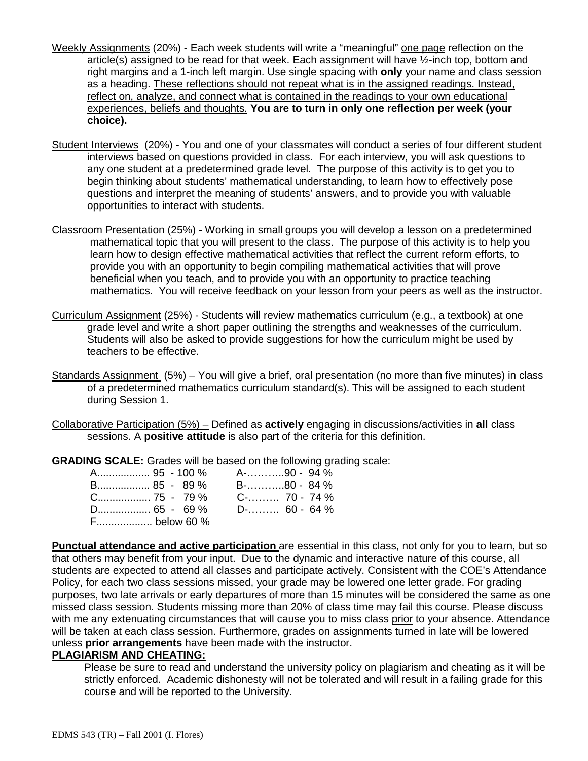<u>Weekly Assignments</u> (20%) - Each week students will write a "meaningful" <u>one page</u> reflection on the article(s) assigned to be read for that week. Each assignment will have ½-inch top, bottom and right margins and a 1-inch left margin. Use single spacing with **only** your name and class session as a heading. <u>These reflections should not repeat what is in the assigned readings. Instead, reflect on, analyze, and connect what is contained in the readings to your own educational experiences, beliefs and thoughts.</u> **You are to turn in only one reflection per week (your choice).**

<u>Student Interviews</u> (20%) - You and one of your classmates will conduct a series of four different student interviews based on questions provided in class. For each interview, you will ask questions to any one student at a predetermined grade level. The purpose of this activity is to get you to begin thinking about students' mathematical understanding, to learn how to effectively pose questions and interpret the meaning of students' answers, and to provide you with valuable opportunities to interact with students.

<u>Classroom Presentation</u> (25%) - Working in small groups you will develop a lesson on a predetermined mathematical topic that you will present to the class. The purpose of this activity is to help you learn how to design effective mathematical activities that reflect the current reform efforts, to provide you with an opportunity to begin compiling mathematical activities that will prove beneficial when you teach, and to provide you with an opportunity to practice teaching mathematics. You will receive feedback on your lesson from your peers as well as the instructor.

<u>Curriculum Assignment</u> (25%) - Students will review mathematics curriculum (e.g., a textbook) at one grade level and write a short paper outlining the strengths and weaknesses of the curriculum. Students will also be asked to provide suggestions for how the curriculum might be used by teachers to be effective.

<u>Standards Assignment</u> (5%) – You will give a brief, oral presentation (no more than five minutes) in class of a predetermined mathematics curriculum standard(s). This will be assigned to each student during Session 1.

<u>Collaborative Participation (5%) –</u> Defined as **actively** engaging in discussions/activities in **all** class sessions. A **positive attitude** is also part of the criteria for this definition.

**GRADING SCALE:** Grades will be based on the following grading scale:

| | |
|---|---|
| A.................. 95 - 100 % | A-………..90 - 94 % |
| B.................. 85 - 89 % | B-………..80 - 84 % |
| C.................. 75 - 79 % | C-……… 70 - 74 % |
| D.................. 65 - 69 % | D-……… 60 - 64 % |
| F................... below 60 % | |

**<u>Punctual attendance and active participation</u>** are essential in this class, not only for you to learn, but so that others may benefit from your input. Due to the dynamic and interactive nature of this course, all students are expected to attend all classes and participate actively. Consistent with the COE's Attendance Policy, for each two class sessions missed, your grade may be lowered one letter grade. For grading purposes, two late arrivals or early departures of more than 15 minutes will be considered the same as one missed class session. Students missing more than 20% of class time may fail this course. Please discuss with me any extenuating circumstances that will cause you to miss class <u>prior</u> to your absence. Attendance will be taken at each class session. Furthermore, grades on assignments turned in late will be lowered unless **prior arrangements** have been made with the instructor.

**<u>PLAGIARISM AND CHEATING:</u>**

Please be sure to read and understand the university policy on plagiarism and cheating as it will be strictly enforced. Academic dishonesty will not be tolerated and will result in a failing grade for this course and will be reported to the University.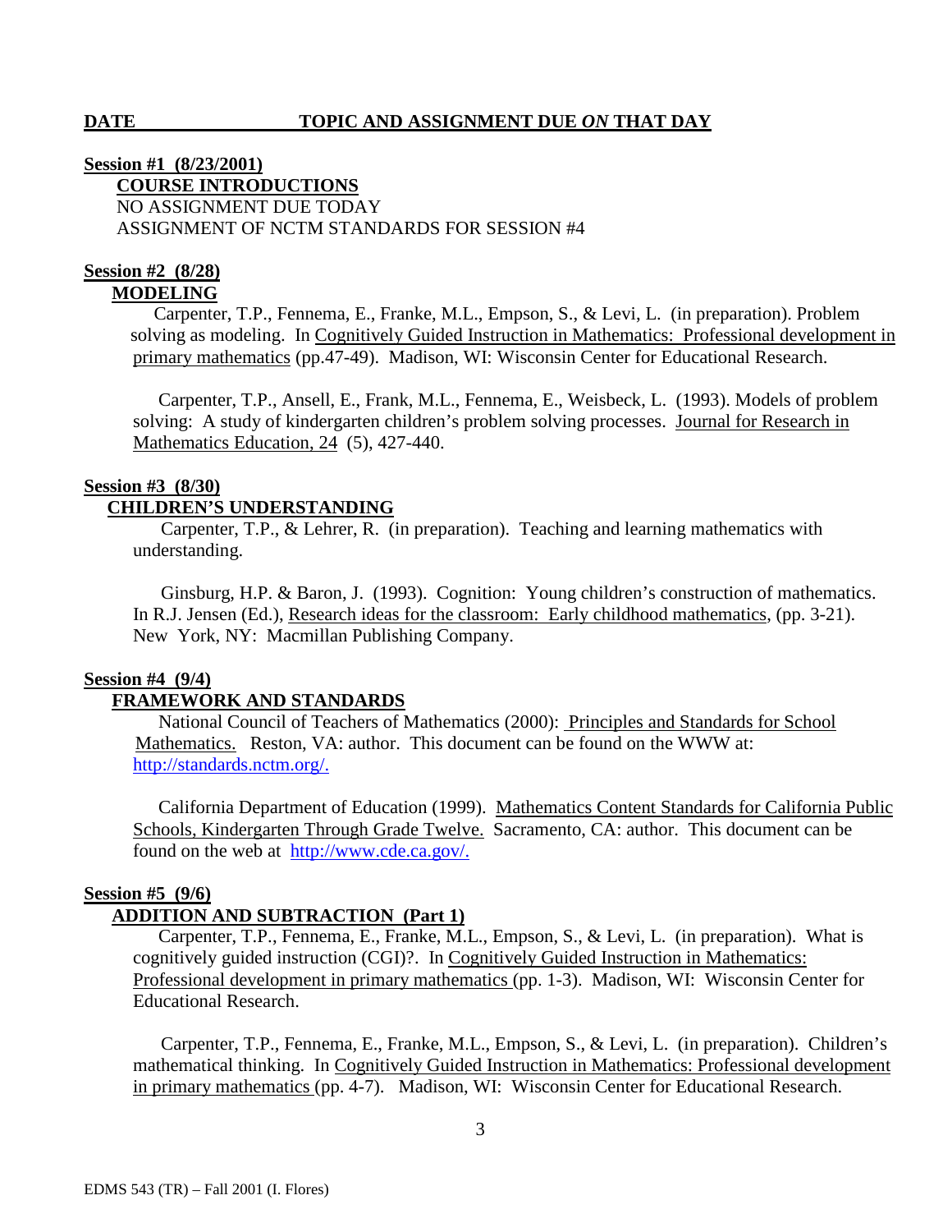**DATE TOPIC AND ASSIGNMENT DUE *ON* THAT DAY**

**Session #1 (8/23/2001)**

**COURSE INTRODUCTIONS**

NO ASSIGNMENT DUE TODAY

ASSIGNMENT OF NCTM STANDARDS FOR SESSION #4

**Session #2 (8/28)**

**MODELING**

Carpenter, T.P., Fennema, E., Franke, M.L., Empson, S., & Levi, L. (in preparation). Problem solving as modeling. In Cognitively Guided Instruction in Mathematics: Professional development in primary mathematics (pp.47-49). Madison, WI: Wisconsin Center for Educational Research.

Carpenter, T.P., Ansell, E., Frank, M.L., Fennema, E., Weisbeck, L. (1993). Models of problem solving: A study of kindergarten children's problem solving processes. Journal for Research in Mathematics Education, 24 (5), 427-440.

**Session #3 (8/30)**

**CHILDREN'S UNDERSTANDING**

Carpenter, T.P., & Lehrer, R. (in preparation). Teaching and learning mathematics with understanding.

Ginsburg, H.P. & Baron, J. (1993). Cognition: Young children's construction of mathematics. In R.J. Jensen (Ed.), Research ideas for the classroom: Early childhood mathematics, (pp. 3-21). New York, NY: Macmillan Publishing Company.

**Session #4 (9/4)**

**FRAMEWORK AND STANDARDS**

National Council of Teachers of Mathematics (2000): Principles and Standards for School Mathematics. Reston, VA: author. This document can be found on the WWW at: http://standards.nctm.org/.

California Department of Education (1999). Mathematics Content Standards for California Public Schools, Kindergarten Through Grade Twelve. Sacramento, CA: author. This document can be found on the web at http://www.cde.ca.gov/.

**Session #5 (9/6)**

**ADDITION AND SUBTRACTION (Part 1)**

Carpenter, T.P., Fennema, E., Franke, M.L., Empson, S., & Levi, L. (in preparation). What is cognitively guided instruction (CGI)?. In Cognitively Guided Instruction in Mathematics: Professional development in primary mathematics (pp. 1-3). Madison, WI: Wisconsin Center for Educational Research.

Carpenter, T.P., Fennema, E., Franke, M.L., Empson, S., & Levi, L. (in preparation). Children's mathematical thinking. In Cognitively Guided Instruction in Mathematics: Professional development in primary mathematics (pp. 4-7). Madison, WI: Wisconsin Center for Educational Research.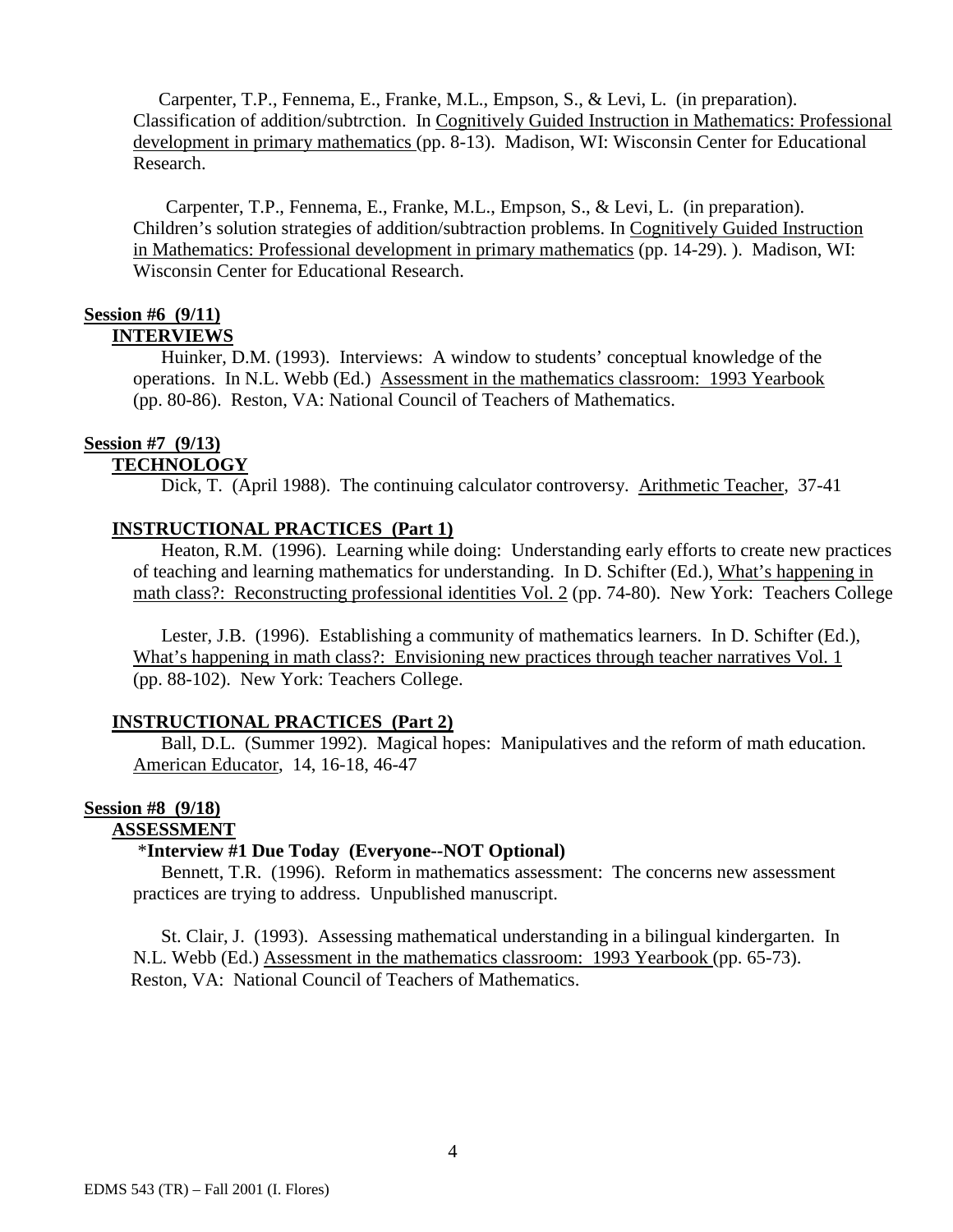Carpenter, T.P., Fennema, E., Franke, M.L., Empson, S., & Levi, L. (in preparation). Classification of addition/subtrction. In Cognitively Guided Instruction in Mathematics: Professional development in primary mathematics (pp. 8-13). Madison, WI: Wisconsin Center for Educational Research.

Carpenter, T.P., Fennema, E., Franke, M.L., Empson, S., & Levi, L. (in preparation). Children's solution strategies of addition/subtraction problems. In Cognitively Guided Instruction in Mathematics: Professional development in primary mathematics (pp. 14-29). ). Madison, WI: Wisconsin Center for Educational Research.

**Session #6 (9/11)**

**INTERVIEWS**

Huinker, D.M. (1993). Interviews: A window to students' conceptual knowledge of the operations. In N.L. Webb (Ed.) Assessment in the mathematics classroom: 1993 Yearbook (pp. 80-86). Reston, VA: National Council of Teachers of Mathematics.

**Session #7 (9/13)**

**TECHNOLOGY**

Dick, T. (April 1988). The continuing calculator controversy. Arithmetic Teacher, 37-41

**INSTRUCTIONAL PRACTICES (Part 1)**

Heaton, R.M. (1996). Learning while doing: Understanding early efforts to create new practices of teaching and learning mathematics for understanding. In D. Schifter (Ed.), What's happening in math class?: Reconstructing professional identities Vol. 2 (pp. 74-80). New York: Teachers College

Lester, J.B. (1996). Establishing a community of mathematics learners. In D. Schifter (Ed.), What's happening in math class?: Envisioning new practices through teacher narratives Vol. 1 (pp. 88-102). New York: Teachers College.

**INSTRUCTIONAL PRACTICES (Part 2)**

Ball, D.L. (Summer 1992). Magical hopes: Manipulatives and the reform of math education. American Educator, 14, 16-18, 46-47

**Session #8 (9/18)**

**ASSESSMENT**

*__Interview #1 Due Today (Everyone--NOT Optional)__*

Bennett, T.R. (1996). Reform in mathematics assessment: The concerns new assessment practices are trying to address. Unpublished manuscript.

St. Clair, J. (1993). Assessing mathematical understanding in a bilingual kindergarten. In N.L. Webb (Ed.) Assessment in the mathematics classroom: 1993 Yearbook (pp. 65-73). Reston, VA: National Council of Teachers of Mathematics.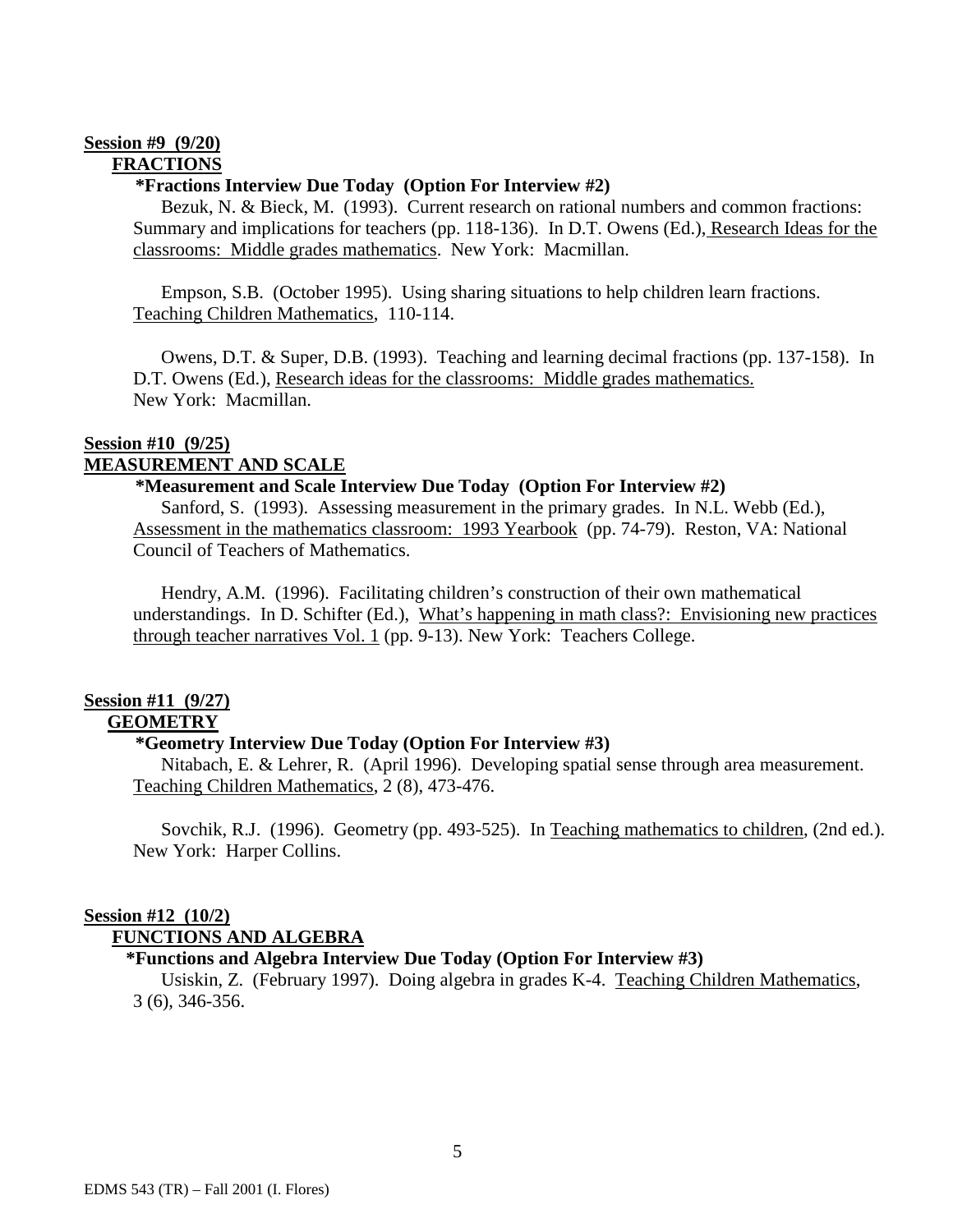**Session #9 (9/20)**
**FRACTIONS**

**\*Fractions Interview Due Today (Option For Interview #2)**

Bezuk, N. & Bieck, M. (1993). Current research on rational numbers and common fractions: Summary and implications for teachers (pp. 118-136). In D.T. Owens (Ed.), Research Ideas for the classrooms: Middle grades mathematics. New York: Macmillan.

Empson, S.B. (October 1995). Using sharing situations to help children learn fractions. Teaching Children Mathematics, 110-114.

Owens, D.T. & Super, D.B. (1993). Teaching and learning decimal fractions (pp. 137-158). In D.T. Owens (Ed.), Research ideas for the classrooms: Middle grades mathematics. New York: Macmillan.

**Session #10 (9/25)**
**MEASUREMENT AND SCALE**

**\*Measurement and Scale Interview Due Today (Option For Interview #2)**

Sanford, S. (1993). Assessing measurement in the primary grades. In N.L. Webb (Ed.), Assessment in the mathematics classroom: 1993 Yearbook (pp. 74-79). Reston, VA: National Council of Teachers of Mathematics.

Hendry, A.M. (1996). Facilitating children's construction of their own mathematical understandings. In D. Schifter (Ed.), What's happening in math class?: Envisioning new practices through teacher narratives Vol. 1 (pp. 9-13). New York: Teachers College.

**Session #11 (9/27)**
**GEOMETRY**

**\*Geometry Interview Due Today (Option For Interview #3)**

Nitabach, E. & Lehrer, R. (April 1996). Developing spatial sense through area measurement. Teaching Children Mathematics, 2 (8), 473-476.

Sovchik, R.J. (1996). Geometry (pp. 493-525). In Teaching mathematics to children, (2nd ed.). New York: Harper Collins.

**Session #12 (10/2)**
**FUNCTIONS AND ALGEBRA**

**\*Functions and Algebra Interview Due Today (Option For Interview #3)**

Usiskin, Z. (February 1997). Doing algebra in grades K-4. Teaching Children Mathematics, 3 (6), 346-356.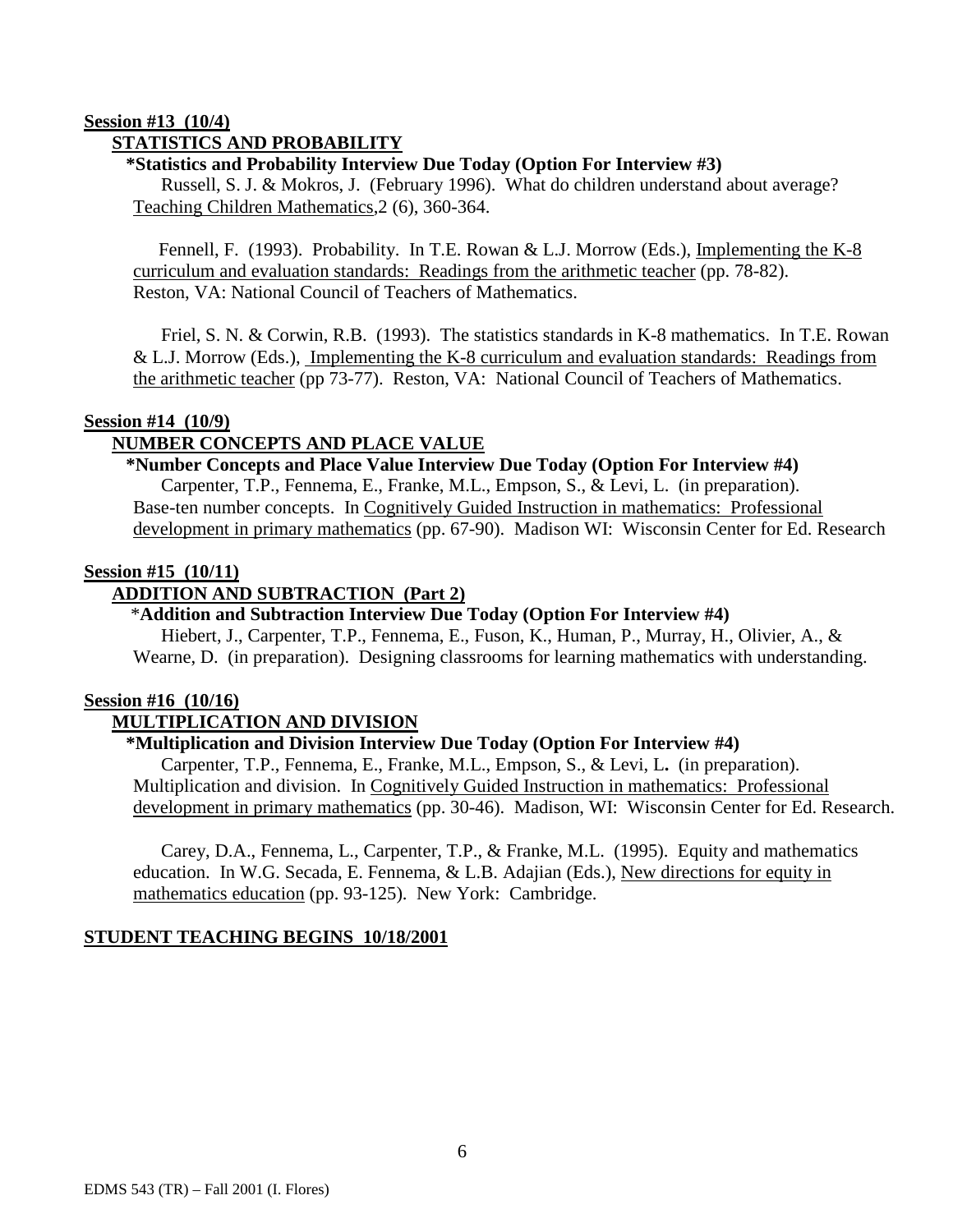**Session #13 (10/4)**

**STATISTICS AND PROBABILITY**

**\*Statistics and Probability Interview Due Today (Option For Interview #3)**

Russell, S. J. & Mokros, J. (February 1996). What do children understand about average? Teaching Children Mathematics,2 (6), 360-364.

Fennell, F. (1993). Probability. In T.E. Rowan & L.J. Morrow (Eds.), Implementing the K-8 curriculum and evaluation standards: Readings from the arithmetic teacher (pp. 78-82). Reston, VA: National Council of Teachers of Mathematics.

Friel, S. N. & Corwin, R.B. (1993). The statistics standards in K-8 mathematics. In T.E. Rowan & L.J. Morrow (Eds.), Implementing the K-8 curriculum and evaluation standards: Readings from the arithmetic teacher (pp 73-77). Reston, VA: National Council of Teachers of Mathematics.

**Session #14 (10/9)**

**NUMBER CONCEPTS AND PLACE VALUE**

**\*Number Concepts and Place Value Interview Due Today (Option For Interview #4)**

Carpenter, T.P., Fennema, E., Franke, M.L., Empson, S., & Levi, L. (in preparation). Base-ten number concepts. In Cognitively Guided Instruction in mathematics: Professional development in primary mathematics (pp. 67-90). Madison WI: Wisconsin Center for Ed. Research

**Session #15 (10/11)**

**ADDITION AND SUBTRACTION (Part 2)**

\***Addition and Subtraction Interview Due Today (Option For Interview #4)**

Hiebert, J., Carpenter, T.P., Fennema, E., Fuson, K., Human, P., Murray, H., Olivier, A., & Wearne, D. (in preparation). Designing classrooms for learning mathematics with understanding.

**Session #16 (10/16)**

**MULTIPLICATION AND DIVISION**

**\*Multiplication and Division Interview Due Today (Option For Interview #4)**

Carpenter, T.P., Fennema, E., Franke, M.L., Empson, S., & Levi, L. (in preparation). Multiplication and division. In Cognitively Guided Instruction in mathematics: Professional development in primary mathematics (pp. 30-46). Madison, WI: Wisconsin Center for Ed. Research.

Carey, D.A., Fennema, L., Carpenter, T.P., & Franke, M.L. (1995). Equity and mathematics education. In W.G. Secada, E. Fennema, & L.B. Adajian (Eds.), New directions for equity in mathematics education (pp. 93-125). New York: Cambridge.

**STUDENT TEACHING BEGINS 10/18/2001**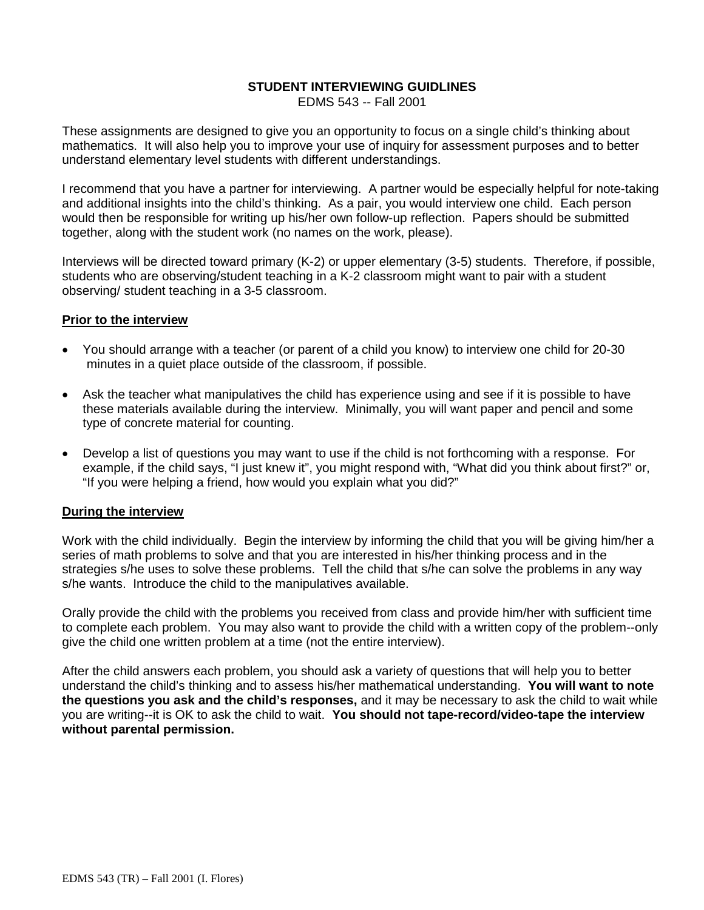# STUDENT INTERVIEWING GUIDLINES

EDMS 543 -- Fall 2001

These assignments are designed to give you an opportunity to focus on a single child's thinking about mathematics. It will also help you to improve your use of inquiry for assessment purposes and to better understand elementary level students with different understandings.

I recommend that you have a partner for interviewing. A partner would be especially helpful for note-taking and additional insights into the child's thinking. As a pair, you would interview one child. Each person would then be responsible for writing up his/her own follow-up reflection. Papers should be submitted together, along with the student work (no names on the work, please).

Interviews will be directed toward primary (K-2) or upper elementary (3-5) students. Therefore, if possible, students who are observing/student teaching in a K-2 classroom might want to pair with a student observing/ student teaching in a 3-5 classroom.

## Prior to the interview

- You should arrange with a teacher (or parent of a child you know) to interview one child for 20-30 minutes in a quiet place outside of the classroom, if possible.
- Ask the teacher what manipulatives the child has experience using and see if it is possible to have these materials available during the interview. Minimally, you will want paper and pencil and some type of concrete material for counting.
- Develop a list of questions you may want to use if the child is not forthcoming with a response. For example, if the child says, "I just knew it", you might respond with, "What did you think about first?" or, "If you were helping a friend, how would you explain what you did?"

## During the interview

Work with the child individually. Begin the interview by informing the child that you will be giving him/her a series of math problems to solve and that you are interested in his/her thinking process and in the strategies s/he uses to solve these problems. Tell the child that s/he can solve the problems in any way s/he wants. Introduce the child to the manipulatives available.

Orally provide the child with the problems you received from class and provide him/her with sufficient time to complete each problem. You may also want to provide the child with a written copy of the problem--only give the child one written problem at a time (not the entire interview).

After the child answers each problem, you should ask a variety of questions that will help you to better understand the child's thinking and to assess his/her mathematical understanding. **You will want to note the questions you ask and the child's responses,** and it may be necessary to ask the child to wait while you are writing--it is OK to ask the child to wait. **You should not tape-record/video-tape the interview without parental permission.**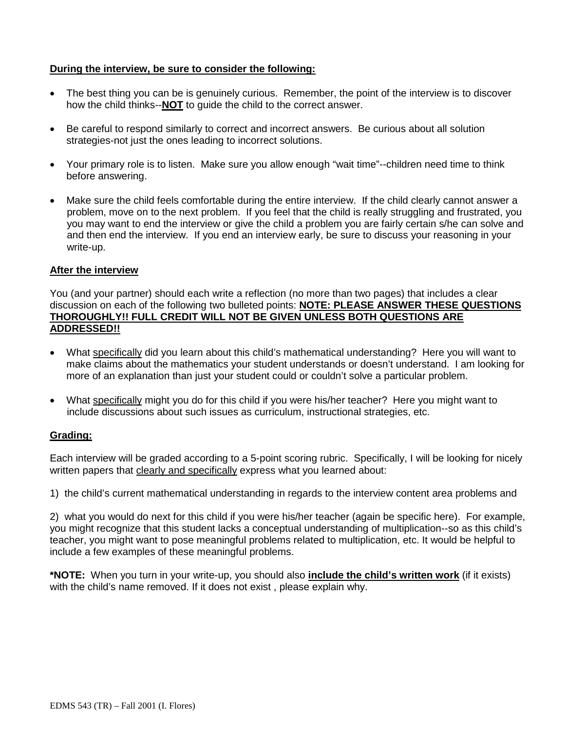**<u>During the interview, be sure to consider the following:</u>**

- The best thing you can be is genuinely curious. Remember, the point of the interview is to discover how the child thinks--**<u>NOT</u>** to guide the child to the correct answer.

- Be careful to respond similarly to correct and incorrect answers. Be curious about all solution strategies-not just the ones leading to incorrect solutions.

- Your primary role is to listen. Make sure you allow enough "wait time"--children need time to think before answering.

- Make sure the child feels comfortable during the entire interview. If the child clearly cannot answer a problem, move on to the next problem. If you feel that the child is really struggling and frustrated, you you may want to end the interview or give the child a problem you are fairly certain s/he can solve and and then end the interview. If you end an interview early, be sure to discuss your reasoning in your write-up.

**<u>After the interview</u>**

You (and your partner) should each write a reflection (no more than two pages) that includes a clear discussion on each of the following two bulleted points: **<u>NOTE: PLEASE ANSWER THESE QUESTIONS THOROUGHLY!! FULL CREDIT WILL NOT BE GIVEN UNLESS BOTH QUESTIONS ARE ADDRESSED!!</u>**

- What <u>specifically</u> did you learn about this child's mathematical understanding? Here you will want to make claims about the mathematics your student understands or doesn't understand. I am looking for more of an explanation than just your student could or couldn't solve a particular problem.

- What <u>specifically</u> might you do for this child if you were his/her teacher? Here you might want to include discussions about such issues as curriculum, instructional strategies, etc.

**<u>Grading:</u>**

Each interview will be graded according to a 5-point scoring rubric. Specifically, I will be looking for nicely written papers that <u>clearly and specifically</u> express what you learned about:

1) the child's current mathematical understanding in regards to the interview content area problems and

2) what you would do next for this child if you were his/her teacher (again be specific here). For example, you might recognize that this student lacks a conceptual understanding of multiplication--so as this child's teacher, you might want to pose meaningful problems related to multiplication, etc. It would be helpful to include a few examples of these meaningful problems.

**\*NOTE:** When you turn in your write-up, you should also **<u>include the child's written work</u>** (if it exists) with the child's name removed. If it does not exist , please explain why.